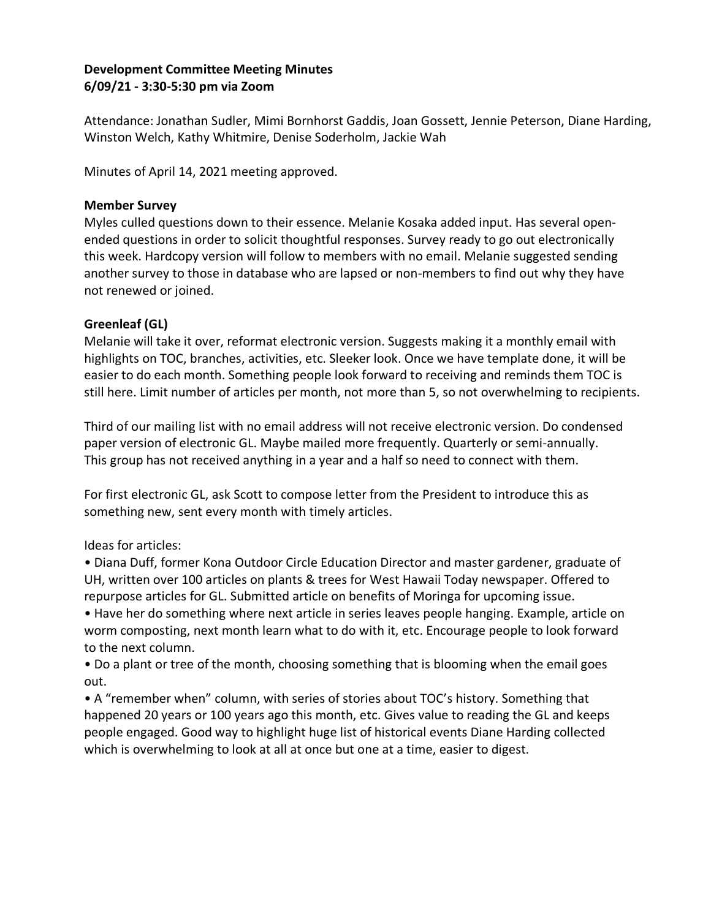**Development Committee Meeting Minutes**
**6/09/21 - 3:30-5:30 pm via Zoom**

Attendance: Jonathan Sudler, Mimi Bornhorst Gaddis, Joan Gossett, Jennie Peterson, Diane Harding, Winston Welch, Kathy Whitmire, Denise Soderholm, Jackie Wah

Minutes of April 14, 2021 meeting approved.

**Member Survey**

Myles culled questions down to their essence. Melanie Kosaka added input. Has several open-ended questions in order to solicit thoughtful responses. Survey ready to go out electronically this week. Hardcopy version will follow to members with no email. Melanie suggested sending another survey to those in database who are lapsed or non-members to find out why they have not renewed or joined.

**Greenleaf (GL)**

Melanie will take it over, reformat electronic version. Suggests making it a monthly email with highlights on TOC, branches, activities, etc. Sleeker look. Once we have template done, it will be easier to do each month. Something people look forward to receiving and reminds them TOC is still here. Limit number of articles per month, not more than 5, so not overwhelming to recipients.

Third of our mailing list with no email address will not receive electronic version. Do condensed paper version of electronic GL. Maybe mailed more frequently. Quarterly or semi-annually. This group has not received anything in a year and a half so need to connect with them.

For first electronic GL, ask Scott to compose letter from the President to introduce this as something new, sent every month with timely articles.

Ideas for articles:

- Diana Duff, former Kona Outdoor Circle Education Director and master gardener, graduate of UH, written over 100 articles on plants & trees for West Hawaii Today newspaper. Offered to repurpose articles for GL. Submitted article on benefits of Moringa for upcoming issue.
- Have her do something where next article in series leaves people hanging. Example, article on worm composting, next month learn what to do with it, etc. Encourage people to look forward to the next column.
- Do a plant or tree of the month, choosing something that is blooming when the email goes out.
- A "remember when" column, with series of stories about TOC's history. Something that happened 20 years or 100 years ago this month, etc. Gives value to reading the GL and keeps people engaged. Good way to highlight huge list of historical events Diane Harding collected which is overwhelming to look at all at once but one at a time, easier to digest.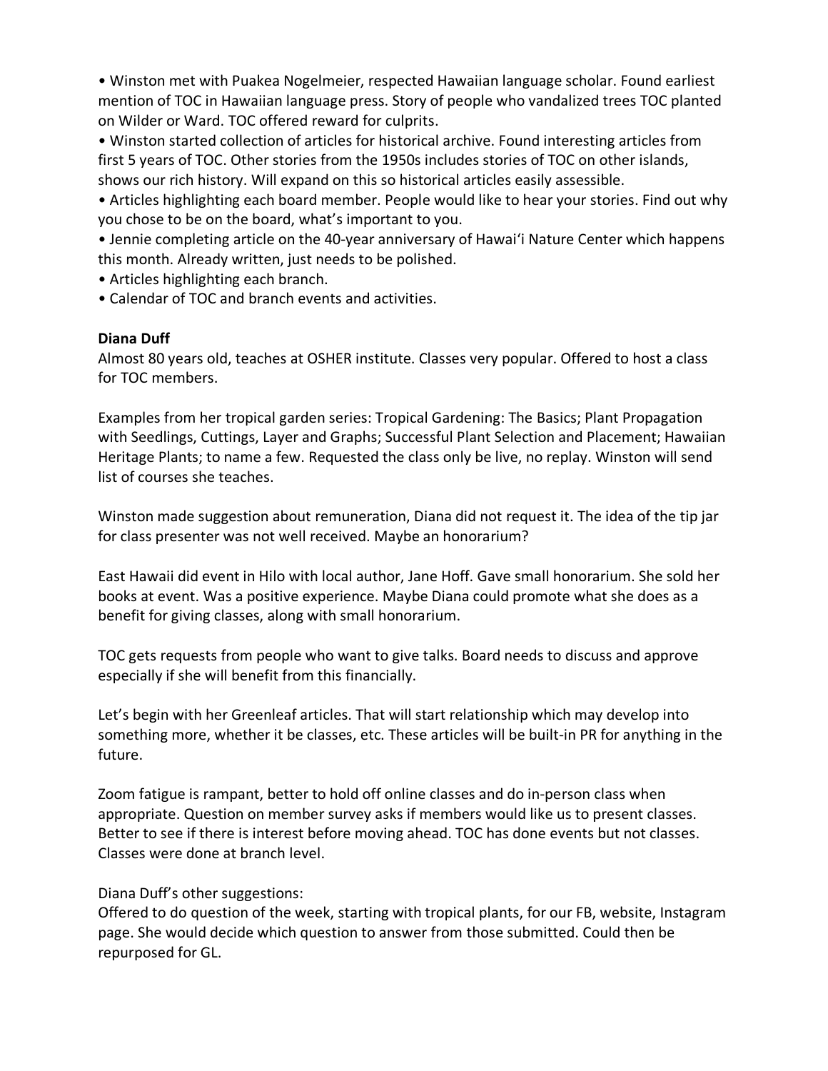- Winston met with Puakea Nogelmeier, respected Hawaiian language scholar. Found earliest mention of TOC in Hawaiian language press. Story of people who vandalized trees TOC planted on Wilder or Ward. TOC offered reward for culprits.
- Winston started collection of articles for historical archive. Found interesting articles from first 5 years of TOC. Other stories from the 1950s includes stories of TOC on other islands, shows our rich history. Will expand on this so historical articles easily assessible.
- Articles highlighting each board member. People would like to hear your stories. Find out why you chose to be on the board, what's important to you.
- Jennie completing article on the 40-year anniversary of Hawaiʻi Nature Center which happens this month. Already written, just needs to be polished.
- Articles highlighting each branch.
- Calendar of TOC and branch events and activities.

**Diana Duff**

Almost 80 years old, teaches at OSHER institute. Classes very popular. Offered to host a class for TOC members.

Examples from her tropical garden series: Tropical Gardening: The Basics; Plant Propagation with Seedlings, Cuttings, Layer and Graphs; Successful Plant Selection and Placement; Hawaiian Heritage Plants; to name a few. Requested the class only be live, no replay. Winston will send list of courses she teaches.

Winston made suggestion about remuneration, Diana did not request it. The idea of the tip jar for class presenter was not well received. Maybe an honorarium?

East Hawaii did event in Hilo with local author, Jane Hoff. Gave small honorarium. She sold her books at event. Was a positive experience. Maybe Diana could promote what she does as a benefit for giving classes, along with small honorarium.

TOC gets requests from people who want to give talks. Board needs to discuss and approve especially if she will benefit from this financially.

Let's begin with her Greenleaf articles. That will start relationship which may develop into something more, whether it be classes, etc. These articles will be built-in PR for anything in the future.

Zoom fatigue is rampant, better to hold off online classes and do in-person class when appropriate. Question on member survey asks if members would like us to present classes. Better to see if there is interest before moving ahead. TOC has done events but not classes. Classes were done at branch level.

Diana Duff's other suggestions:
Offered to do question of the week, starting with tropical plants, for our FB, website, Instagram page. She would decide which question to answer from those submitted. Could then be repurposed for GL.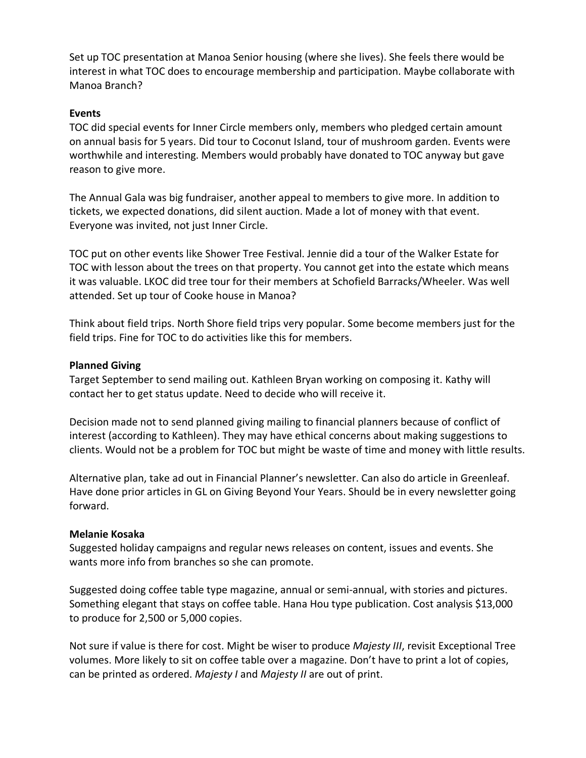Set up TOC presentation at Manoa Senior housing (where she lives). She feels there would be interest in what TOC does to encourage membership and participation. Maybe collaborate with Manoa Branch?

**Events**

TOC did special events for Inner Circle members only, members who pledged certain amount on annual basis for 5 years. Did tour to Coconut Island, tour of mushroom garden. Events were worthwhile and interesting. Members would probably have donated to TOC anyway but gave reason to give more.

The Annual Gala was big fundraiser, another appeal to members to give more. In addition to tickets, we expected donations, did silent auction. Made a lot of money with that event. Everyone was invited, not just Inner Circle.

TOC put on other events like Shower Tree Festival. Jennie did a tour of the Walker Estate for TOC with lesson about the trees on that property. You cannot get into the estate which means it was valuable. LKOC did tree tour for their members at Schofield Barracks/Wheeler. Was well attended. Set up tour of Cooke house in Manoa?

Think about field trips. North Shore field trips very popular. Some become members just for the field trips. Fine for TOC to do activities like this for members.

**Planned Giving**

Target September to send mailing out. Kathleen Bryan working on composing it. Kathy will contact her to get status update. Need to decide who will receive it.

Decision made not to send planned giving mailing to financial planners because of conflict of interest (according to Kathleen). They may have ethical concerns about making suggestions to clients. Would not be a problem for TOC but might be waste of time and money with little results.

Alternative plan, take ad out in Financial Planner's newsletter. Can also do article in Greenleaf. Have done prior articles in GL on Giving Beyond Your Years. Should be in every newsletter going forward.

**Melanie Kosaka**

Suggested holiday campaigns and regular news releases on content, issues and events. She wants more info from branches so she can promote.

Suggested doing coffee table type magazine, annual or semi-annual, with stories and pictures. Something elegant that stays on coffee table. Hana Hou type publication. Cost analysis $13,000 to produce for 2,500 or 5,000 copies.

Not sure if value is there for cost. Might be wiser to produce *Majesty III*, revisit Exceptional Tree volumes. More likely to sit on coffee table over a magazine. Don't have to print a lot of copies, can be printed as ordered. *Majesty I* and *Majesty II* are out of print.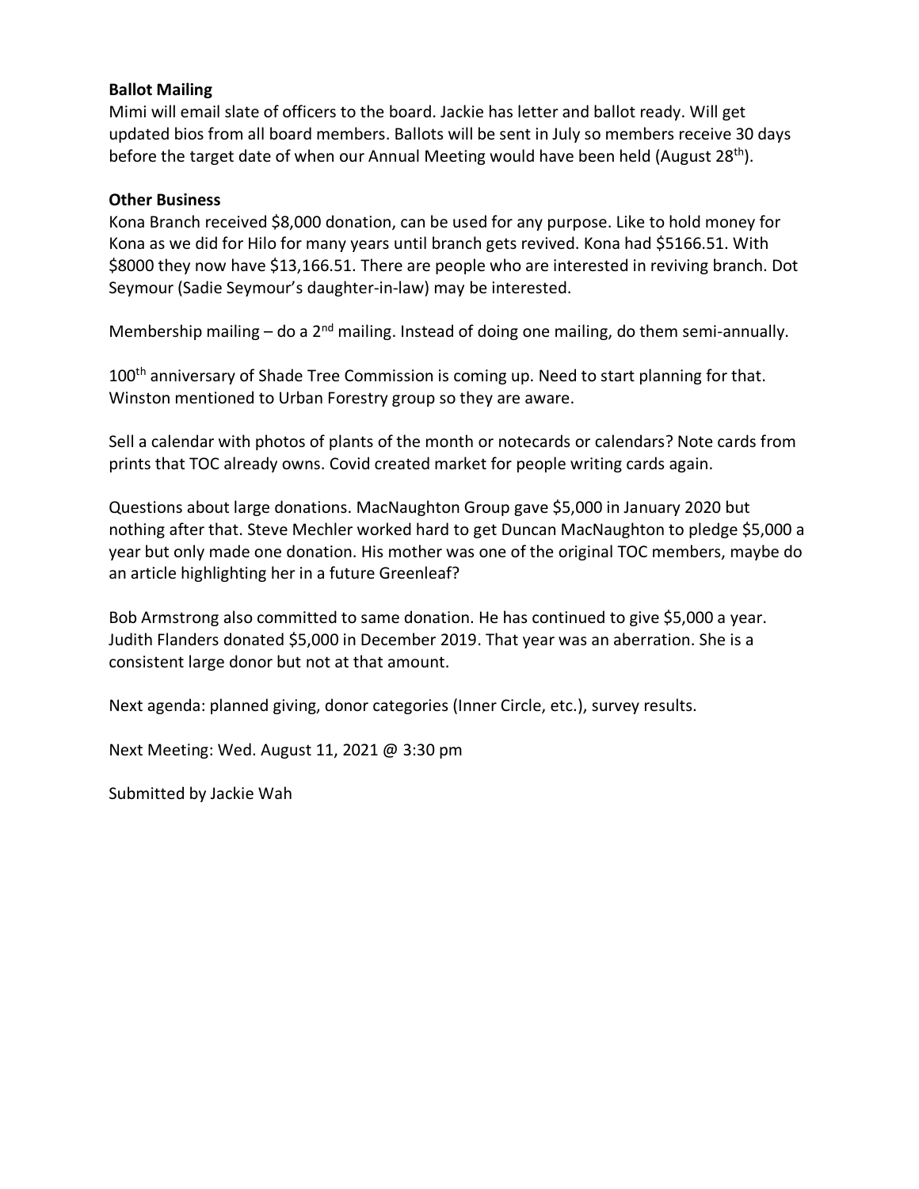**Ballot Mailing**

Mimi will email slate of officers to the board. Jackie has letter and ballot ready. Will get updated bios from all board members. Ballots will be sent in July so members receive 30 days before the target date of when our Annual Meeting would have been held (August 28th).

**Other Business**

Kona Branch received $8,000 donation, can be used for any purpose. Like to hold money for Kona as we did for Hilo for many years until branch gets revived. Kona had $5166.51. With $8000 they now have $13,166.51. There are people who are interested in reviving branch. Dot Seymour (Sadie Seymour's daughter-in-law) may be interested.

Membership mailing – do a 2nd mailing. Instead of doing one mailing, do them semi-annually.

100th anniversary of Shade Tree Commission is coming up. Need to start planning for that. Winston mentioned to Urban Forestry group so they are aware.

Sell a calendar with photos of plants of the month or notecards or calendars? Note cards from prints that TOC already owns. Covid created market for people writing cards again.

Questions about large donations. MacNaughton Group gave $5,000 in January 2020 but nothing after that. Steve Mechler worked hard to get Duncan MacNaughton to pledge $5,000 a year but only made one donation. His mother was one of the original TOC members, maybe do an article highlighting her in a future Greenleaf?

Bob Armstrong also committed to same donation. He has continued to give $5,000 a year. Judith Flanders donated $5,000 in December 2019. That year was an aberration. She is a consistent large donor but not at that amount.

Next agenda: planned giving, donor categories (Inner Circle, etc.), survey results.

Next Meeting: Wed. August 11, 2021 @ 3:30 pm

Submitted by Jackie Wah